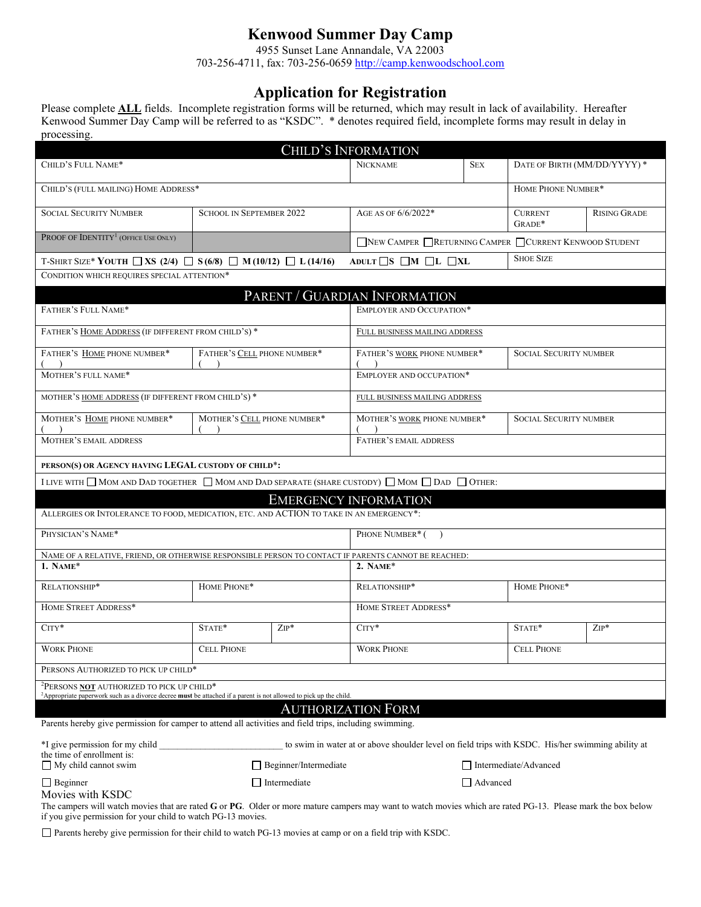# Kenwood Summer Day Camp

4955 Sunset Lane Annandale, VA 22003
703-256-4711, fax: 703-256-0659 http://camp.kenwoodschool.com

## Application for Registration

Please complete **ALL** fields. Incomplete registration forms will be returned, which may result in lack of availability. Hereafter Kenwood Summer Day Camp will be referred to as "KSDC". * denotes required field, incomplete forms may result in delay in processing.

### Child's Information

| Child's Full Name* | | Nickname | Sex | Date of Birth (MM/DD/YYYY) * | |
|---|---|---|---|---|---|
| Child's (full mailing) Home Address* | | | | Home Phone Number* | |
| Social Security Number | School in September 2022 | Age as of 6/6/2022* | | Current Grade* | Rising Grade |
| Proof of Identity[1] (Office Use Only) | | ☐ New Camper ☐ Returning Camper ☐ Current Kenwood Student | | | |
| T-Shirt Size* **Youth** ☐ **XS (2/4)** ☐ **S (6/8)** ☐ **M (10/12)** ☐ **L (14/16)** | | **Adult** ☐ **S** ☐ **M** ☐ **L** ☐ **XL** | | Shoe Size | |
| Condition which requires special attention* | | | | | |

### Parent / Guardian Information

| Father's Full Name* | | Employer and Occupation* | |
|---|---|---|---|
| Father's Home Address (if different from child's) * | | Full Business Mailing Address | |
| Father's Home phone number* ( ) | Father's Cell phone number* ( ) | Father's work phone number* ( ) | Social Security Number |
| Mother's full name* | | Employer and Occupation* | |
| Mother's home address (if different from child's) * | | Full business mailing address | |
| Mother's Home phone number* ( ) | Mother's Cell phone number* ( ) | Mother's work phone number* ( ) | Social Security Number |
| Mother's Email Address | | Father's Email Address | |
| **Person(s) or Agency having LEGAL custody of child*:** | | | |
| I live with ☐ Mom and Dad together ☐ Mom and Dad separate (share custody) ☐ Mom ☐ Dad ☐ Other: | | | |

### Emergency Information

| Allergies or Intolerance to food, medication, etc. and ACTION to take in an emergency*: | | | | | |
|---|---|---|---|---|---|
| Physician's Name* | | | Phone Number* ( ) | | |
| Name of a relative, friend, or otherwise responsible person to contact if parents cannot be reached: | | | | | |
| **1. Name*** | | | **2. Name*** | | |
| Relationship* | Home Phone* | | Relationship* | Home Phone* | |
| Home Street Address* | | | Home Street Address* | | |
| City* | State* | Zip* | City* | State* | Zip* |
| Work Phone | Cell Phone | | Work Phone | Cell Phone | |
| Persons authorized to pick up child* | | | | | |
| [2]Persons **NOT** authorized to pick up child* | | | | | |

[2]Appropriate paperwork such as a divorce decree **must** be attached if a parent is not allowed to pick up the child.

### Authorization Form

Parents hereby give permission for camper to attend all activities and field trips, including swimming.

*I give permission for my child ________________________ to swim in water at or above shoulder level on field trips with KSDC. His/her swimming ability at the time of enrollment is:

☐ My child cannot swim ☐ Beginner/Intermediate ☐ Intermediate/Advanced

☐ Beginner ☐ Intermediate ☐ Advanced

Movies with KSDC

The campers will watch movies that are rated **G** or **PG**. Older or more mature campers may want to watch movies which are rated PG-13. Please mark the box below if you give permission for your child to watch PG-13 movies.

☐ Parents hereby give permission for their child to watch PG-13 movies at camp or on a field trip with KSDC.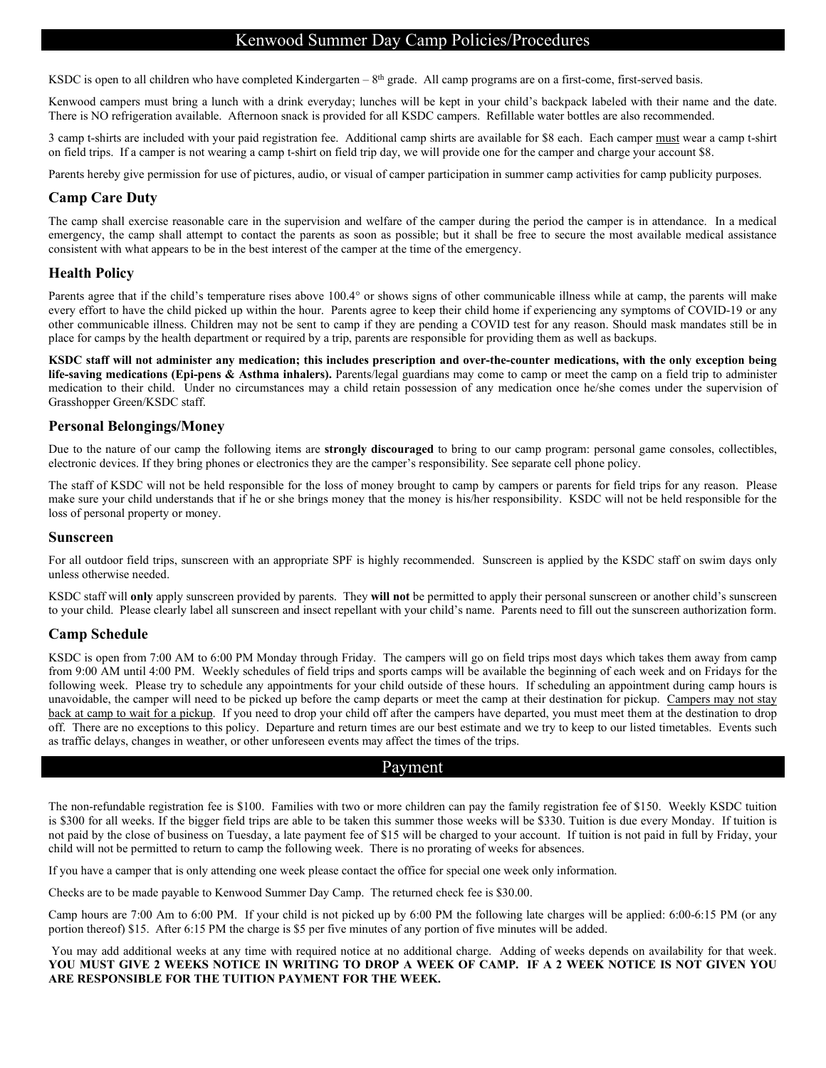# Kenwood Summer Day Camp Policies/Procedures

KSDC is open to all children who have completed Kindergarten – 8th grade. All camp programs are on a first-come, first-served basis.

Kenwood campers must bring a lunch with a drink everyday; lunches will be kept in your child's backpack labeled with their name and the date. There is NO refrigeration available. Afternoon snack is provided for all KSDC campers. Refillable water bottles are also recommended.

3 camp t-shirts are included with your paid registration fee. Additional camp shirts are available for $8 each. Each camper must wear a camp t-shirt on field trips. If a camper is not wearing a camp t-shirt on field trip day, we will provide one for the camper and charge your account $8.

Parents hereby give permission for use of pictures, audio, or visual of camper participation in summer camp activities for camp publicity purposes.

## Camp Care Duty

The camp shall exercise reasonable care in the supervision and welfare of the camper during the period the camper is in attendance. In a medical emergency, the camp shall attempt to contact the parents as soon as possible; but it shall be free to secure the most available medical assistance consistent with what appears to be in the best interest of the camper at the time of the emergency.

## Health Policy

Parents agree that if the child's temperature rises above 100.4° or shows signs of other communicable illness while at camp, the parents will make every effort to have the child picked up within the hour. Parents agree to keep their child home if experiencing any symptoms of COVID-19 or any other communicable illness. Children may not be sent to camp if they are pending a COVID test for any reason. Should mask mandates still be in place for camps by the health department or required by a trip, parents are responsible for providing them as well as backups.

**KSDC staff will not administer any medication; this includes prescription and over-the-counter medications, with the only exception being life-saving medications (Epi-pens & Asthma inhalers).** Parents/legal guardians may come to camp or meet the camp on a field trip to administer medication to their child. Under no circumstances may a child retain possession of any medication once he/she comes under the supervision of Grasshopper Green/KSDC staff.

## Personal Belongings/Money

Due to the nature of our camp the following items are **strongly discouraged** to bring to our camp program: personal game consoles, collectibles, electronic devices. If they bring phones or electronics they are the camper's responsibility. See separate cell phone policy.

The staff of KSDC will not be held responsible for the loss of money brought to camp by campers or parents for field trips for any reason. Please make sure your child understands that if he or she brings money that the money is his/her responsibility. KSDC will not be held responsible for the loss of personal property or money.

## Sunscreen

For all outdoor field trips, sunscreen with an appropriate SPF is highly recommended. Sunscreen is applied by the KSDC staff on swim days only unless otherwise needed.

KSDC staff will **only** apply sunscreen provided by parents. They **will not** be permitted to apply their personal sunscreen or another child's sunscreen to your child. Please clearly label all sunscreen and insect repellant with your child's name. Parents need to fill out the sunscreen authorization form.

## Camp Schedule

KSDC is open from 7:00 AM to 6:00 PM Monday through Friday. The campers will go on field trips most days which takes them away from camp from 9:00 AM until 4:00 PM. Weekly schedules of field trips and sports camps will be available the beginning of each week and on Fridays for the following week. Please try to schedule any appointments for your child outside of these hours. If scheduling an appointment during camp hours is unavoidable, the camper will need to be picked up before the camp departs or meet the camp at their destination for pickup. Campers may not stay back at camp to wait for a pickup. If you need to drop your child off after the campers have departed, you must meet them at the destination to drop off. There are no exceptions to this policy. Departure and return times are our best estimate and we try to keep to our listed timetables. Events such as traffic delays, changes in weather, or other unforeseen events may affect the times of the trips.

# Payment

The non-refundable registration fee is $100. Families with two or more children can pay the family registration fee of $150. Weekly KSDC tuition is $300 for all weeks. If the bigger field trips are able to be taken this summer those weeks will be $330. Tuition is due every Monday. If tuition is not paid by the close of business on Tuesday, a late payment fee of $15 will be charged to your account. If tuition is not paid in full by Friday, your child will not be permitted to return to camp the following week. There is no prorating of weeks for absences.

If you have a camper that is only attending one week please contact the office for special one week only information.

Checks are to be made payable to Kenwood Summer Day Camp. The returned check fee is $30.00.

Camp hours are 7:00 Am to 6:00 PM. If your child is not picked up by 6:00 PM the following late charges will be applied: 6:00-6:15 PM (or any portion thereof) $15. After 6:15 PM the charge is $5 per five minutes of any portion of five minutes will be added.

You may add additional weeks at any time with required notice at no additional charge. Adding of weeks depends on availability for that week. **YOU MUST GIVE 2 WEEKS NOTICE IN WRITING TO DROP A WEEK OF CAMP. IF A 2 WEEK NOTICE IS NOT GIVEN YOU ARE RESPONSIBLE FOR THE TUITION PAYMENT FOR THE WEEK.**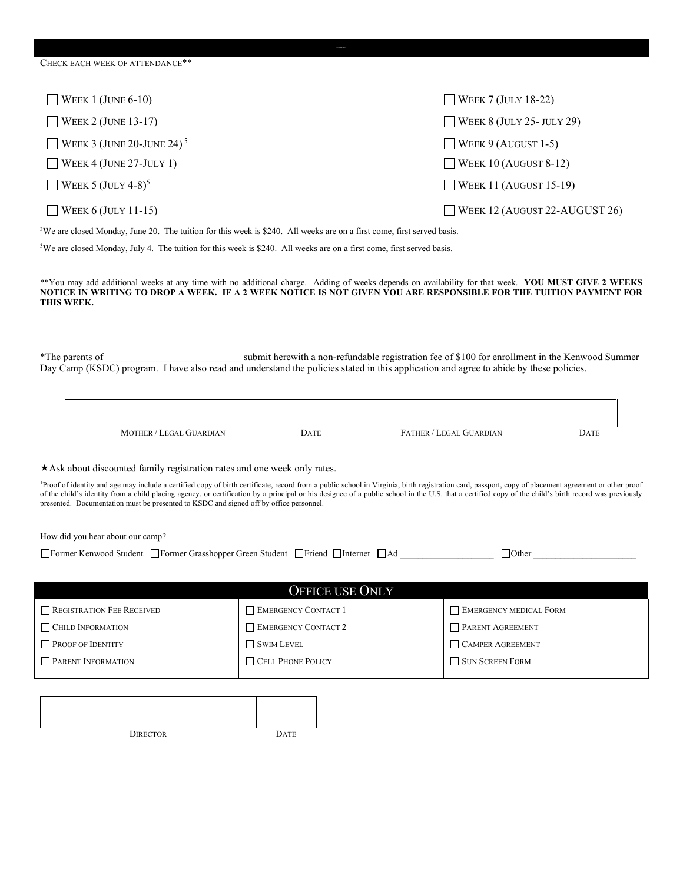CHECK EACH WEEK OF ATTENDANCE**

- ☐ WEEK 1 (JUNE 6-10)
- ☐ WEEK 2 (JUNE 13-17)
- ☐ WEEK 3 (JUNE 20-JUNE 24) [5]
- ☐ WEEK 4 (JUNE 27-JULY 1)
- ☐ WEEK 5 (JULY 4-8)[5]
- ☐ WEEK 6 (JULY 11-15)
- ☐ WEEK 7 (JULY 18-22)
- ☐ WEEK 8 (JULY 25- JULY 29)
- ☐ WEEK 9 (AUGUST 1-5)
- ☐ WEEK 10 (AUGUST 8-12)
- ☐ WEEK 11 (AUGUST 15-19)
- ☐ WEEK 12 (AUGUST 22-AUGUST 26)

[3]We are closed Monday, June 20. The tuition for this week is $240. All weeks are on a first come, first served basis.

[3]We are closed Monday, July 4. The tuition for this week is $240. All weeks are on a first come, first served basis.

**You may add additional weeks at any time with no additional charge. Adding of weeks depends on availability for that week. **YOU MUST GIVE 2 WEEKS NOTICE IN WRITING TO DROP A WEEK. IF A 2 WEEK NOTICE IS NOT GIVEN YOU ARE RESPONSIBLE FOR THE TUITION PAYMENT FOR THIS WEEK.**

*The parents of __________________________ submit herewith a non-refundable registration fee of $100 for enrollment in the Kenwood Summer Day Camp (KSDC) program. I have also read and understand the policies stated in this application and agree to abide by these policies.

| | | | |
|---|---|---|---|
| MOTHER / LEGAL GUARDIAN | DATE | FATHER / LEGAL GUARDIAN | DATE |

★Ask about discounted family registration rates and one week only rates.

[1]Proof of identity and age may include a certified copy of birth certificate, record from a public school in Virginia, birth registration card, passport, copy of placement agreement or other proof of the child's identity from a child placing agency, or certification by a principal or his designee of a public school in the U.S. that a certified copy of the child's birth record was previously presented. Documentation must be presented to KSDC and signed off by office personnel.

How did you hear about our camp?

☐Former Kenwood Student ☐Former Grasshopper Green Student ☐Friend ☐Internet ☐Ad ____________________ ☐Other ______________________

## OFFICE USE ONLY

| | | |
|---|---|---|
| ☐ REGISTRATION FEE RECEIVED | ☐ EMERGENCY CONTACT 1 | ☐ EMERGENCY MEDICAL FORM |
| ☐ CHILD INFORMATION | ☐ EMERGENCY CONTACT 2 | ☐ PARENT AGREEMENT |
| ☐ PROOF OF IDENTITY | ☐ SWIM LEVEL | ☐ CAMPER AGREEMENT |
| ☐ PARENT INFORMATION | ☐ CELL PHONE POLICY | ☐ SUN SCREEN FORM |

| | |
|---|---|
| DIRECTOR | DATE |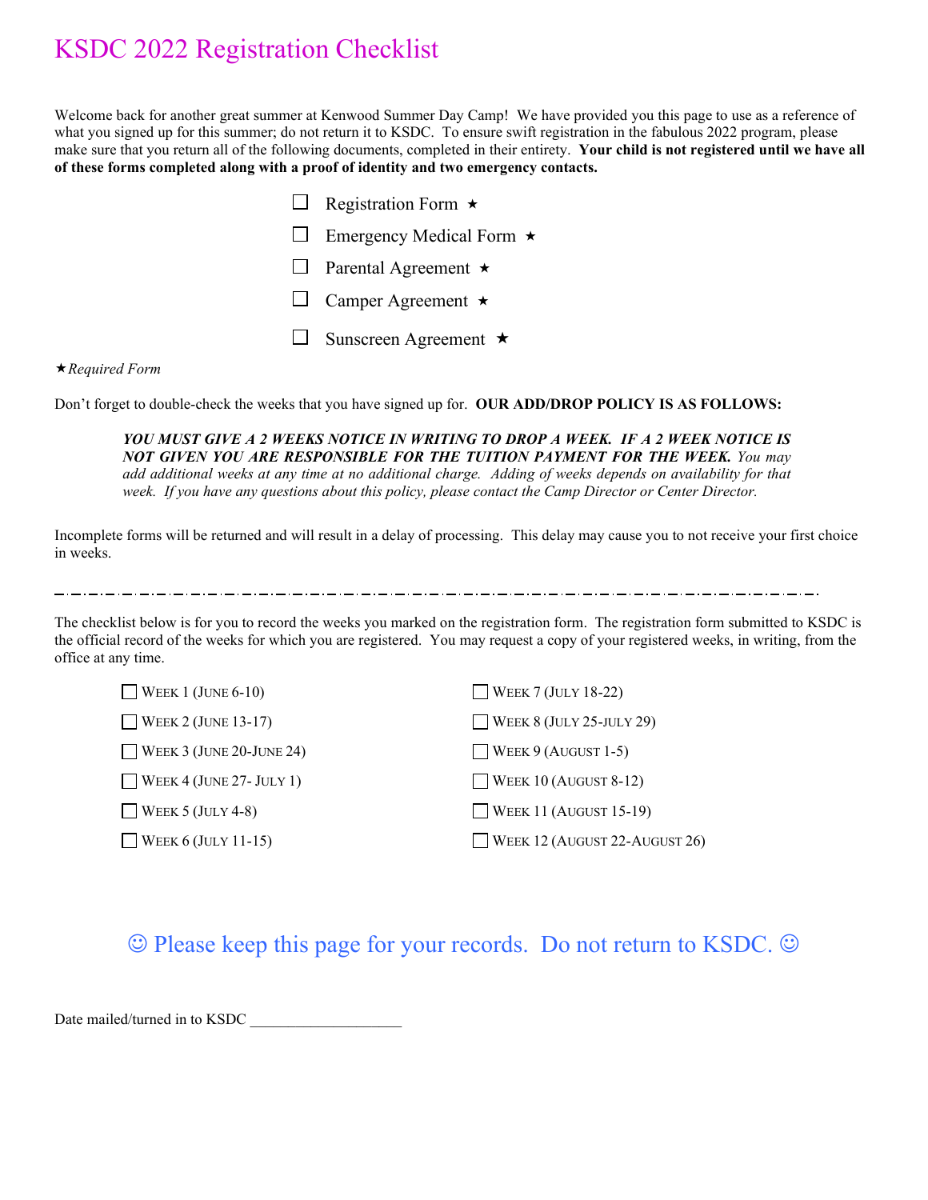# KSDC 2022 Registration Checklist

Welcome back for another great summer at Kenwood Summer Day Camp! We have provided you this page to use as a reference of what you signed up for this summer; do not return it to KSDC. To ensure swift registration in the fabulous 2022 program, please make sure that you return all of the following documents, completed in their entirety. **Your child is not registered until we have all of these forms completed along with a proof of identity and two emergency contacts.**

- ☐ Registration Form ★
- ☐ Emergency Medical Form ★
- ☐ Parental Agreement ★
- ☐ Camper Agreement ★
- ☐ Sunscreen Agreement ★

★*Required Form*

Don't forget to double-check the weeks that you have signed up for. **OUR ADD/DROP POLICY IS AS FOLLOWS:**

> ***YOU MUST GIVE A 2 WEEKS NOTICE IN WRITING TO DROP A WEEK. IF A 2 WEEK NOTICE IS NOT GIVEN YOU ARE RESPONSIBLE FOR THE TUITION PAYMENT FOR THE WEEK.*** *You may add additional weeks at any time at no additional charge. Adding of weeks depends on availability for that week. If you have any questions about this policy, please contact the Camp Director or Center Director.*

Incomplete forms will be returned and will result in a delay of processing. This delay may cause you to not receive your first choice in weeks.

---

The checklist below is for you to record the weeks you marked on the registration form. The registration form submitted to KSDC is the official record of the weeks for which you are registered. You may request a copy of your registered weeks, in writing, from the office at any time.

- ☐ WEEK 1 (JUNE 6-10)
- ☐ WEEK 2 (JUNE 13-17)
- ☐ WEEK 3 (JUNE 20-JUNE 24)
- ☐ WEEK 4 (JUNE 27- JULY 1)
- ☐ WEEK 5 (JULY 4-8)
- ☐ WEEK 6 (JULY 11-15)
- ☐ WEEK 7 (JULY 18-22)
- ☐ WEEK 8 (JULY 25-JULY 29)
- ☐ WEEK 9 (AUGUST 1-5)
- ☐ WEEK 10 (AUGUST 8-12)
- ☐ WEEK 11 (AUGUST 15-19)
- ☐ WEEK 12 (AUGUST 22-AUGUST 26)

☺ Please keep this page for your records. Do not return to KSDC. ☺

Date mailed/turned in to KSDC ____________________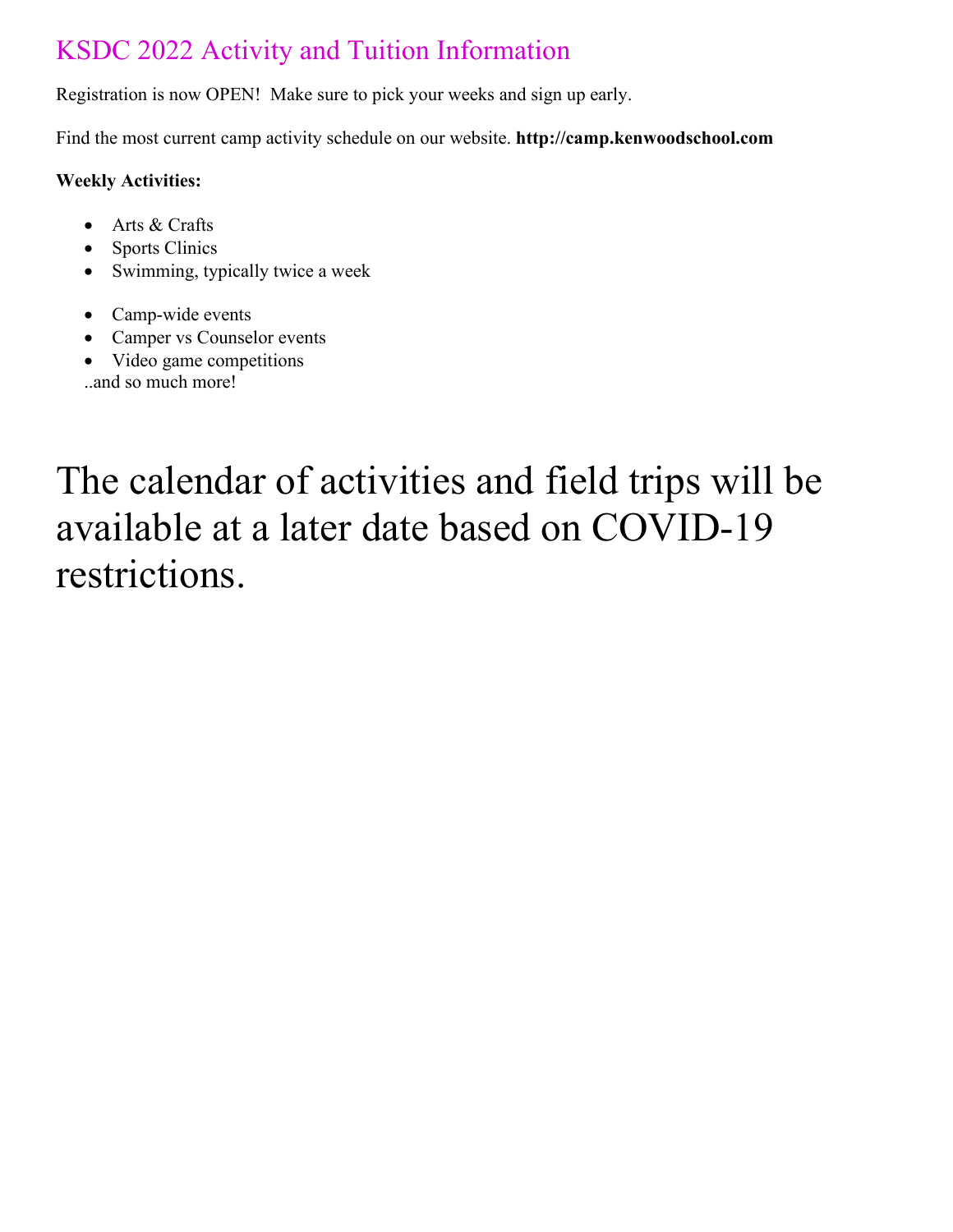# KSDC 2022 Activity and Tuition Information

Registration is now OPEN! Make sure to pick your weeks and sign up early.

Find the most current camp activity schedule on our website. **http://camp.kenwoodschool.com**

**Weekly Activities:**

- Arts & Crafts
- Sports Clinics
- Swimming, typically twice a week

- Camp-wide events
- Camper vs Counselor events
- Video game competitions

..and so much more!

## The calendar of activities and field trips will be available at a later date based on COVID-19 restrictions.